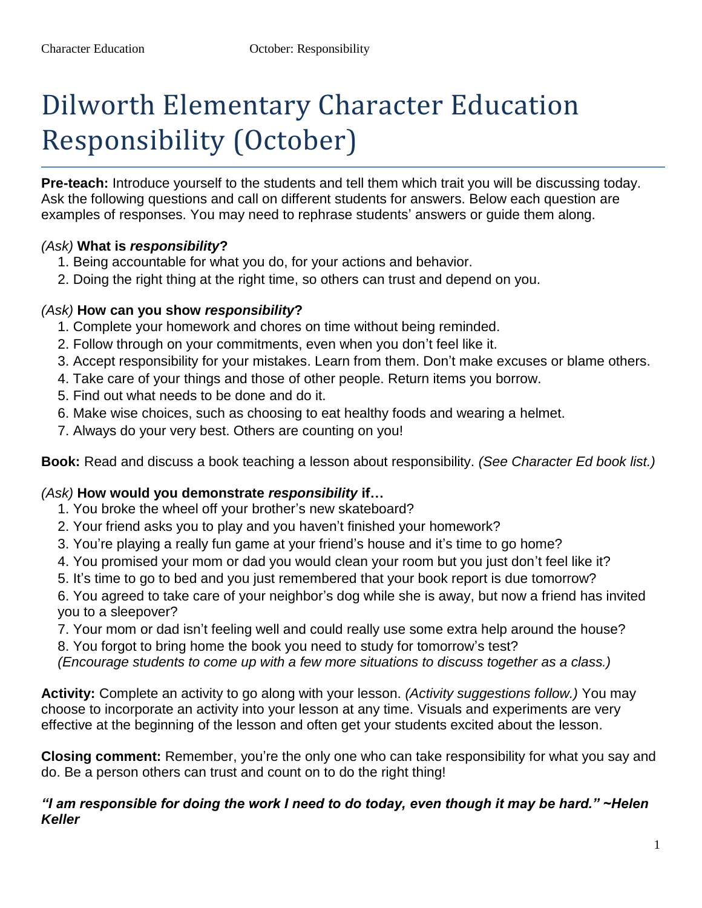# Dilworth Elementary Character Education Responsibility (October)

**Pre-teach:** Introduce yourself to the students and tell them which trait you will be discussing today. Ask the following questions and call on different students for answers. Below each question are examples of responses. You may need to rephrase students' answers or guide them along.

*(Ask)* **What is *responsibility*?**

1. Being accountable for what you do, for your actions and behavior.
2. Doing the right thing at the right time, so others can trust and depend on you.

*(Ask)* **How can you show *responsibility*?**

1. Complete your homework and chores on time without being reminded.
2. Follow through on your commitments, even when you don't feel like it.
3. Accept responsibility for your mistakes. Learn from them. Don't make excuses or blame others.
4. Take care of your things and those of other people. Return items you borrow.
5. Find out what needs to be done and do it.
6. Make wise choices, such as choosing to eat healthy foods and wearing a helmet.
7. Always do your very best. Others are counting on you!

**Book:** Read and discuss a book teaching a lesson about responsibility. *(See Character Ed book list.)*

*(Ask)* **How would you demonstrate *responsibility* if…**

1. You broke the wheel off your brother's new skateboard?
2. Your friend asks you to play and you haven't finished your homework?
3. You're playing a really fun game at your friend's house and it's time to go home?
4. You promised your mom or dad you would clean your room but you just don't feel like it?
5. It's time to go to bed and you just remembered that your book report is due tomorrow?
6. You agreed to take care of your neighbor's dog while she is away, but now a friend has invited you to a sleepover?
7. Your mom or dad isn't feeling well and could really use some extra help around the house?
8. You forgot to bring home the book you need to study for tomorrow's test?

*(Encourage students to come up with a few more situations to discuss together as a class.)*

**Activity:** Complete an activity to go along with your lesson. *(Activity suggestions follow.)* You may choose to incorporate an activity into your lesson at any time. Visuals and experiments are very effective at the beginning of the lesson and often get your students excited about the lesson.

**Closing comment:** Remember, you're the only one who can take responsibility for what you say and do. Be a person others can trust and count on to do the right thing!

***"I am responsible for doing the work I need to do today, even though it may be hard." ~Helen Keller***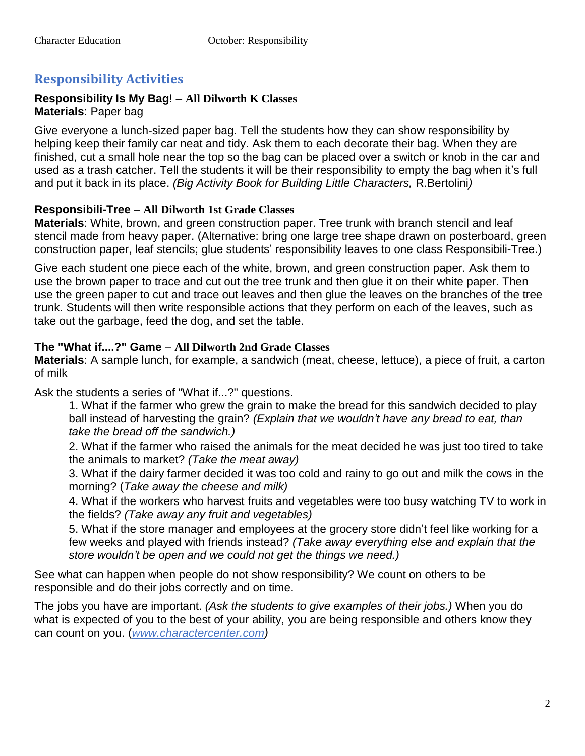## Responsibility Activities

**Responsibility Is My Bag**! – **All Dilworth K Classes**
**Materials**: Paper bag

Give everyone a lunch-sized paper bag. Tell the students how they can show responsibility by helping keep their family car neat and tidy. Ask them to each decorate their bag. When they are finished, cut a small hole near the top so the bag can be placed over a switch or knob in the car and used as a trash catcher. Tell the students it will be their responsibility to empty the bag when it's full and put it back in its place. *(Big Activity Book for Building Little Characters,* R.Bertolini*)*

**Responsibili-Tree** – **All Dilworth 1st Grade Classes**
**Materials**: White, brown, and green construction paper. Tree trunk with branch stencil and leaf stencil made from heavy paper. (Alternative: bring one large tree shape drawn on posterboard, green construction paper, leaf stencils; glue students' responsibility leaves to one class Responsibili-Tree.)

Give each student one piece each of the white, brown, and green construction paper. Ask them to use the brown paper to trace and cut out the tree trunk and then glue it on their white paper. Then use the green paper to cut and trace out leaves and then glue the leaves on the branches of the tree trunk. Students will then write responsible actions that they perform on each of the leaves, such as take out the garbage, feed the dog, and set the table.

**The "What if....?" Game** – **All Dilworth 2nd Grade Classes**
**Materials**: A sample lunch, for example, a sandwich (meat, cheese, lettuce), a piece of fruit, a carton of milk

Ask the students a series of "What if...?" questions.

1. What if the farmer who grew the grain to make the bread for this sandwich decided to play ball instead of harvesting the grain? *(Explain that we wouldn't have any bread to eat, than take the bread off the sandwich.)*
2. What if the farmer who raised the animals for the meat decided he was just too tired to take the animals to market? *(Take the meat away)*
3. What if the dairy farmer decided it was too cold and rainy to go out and milk the cows in the morning? (*Take away the cheese and milk)*
4. What if the workers who harvest fruits and vegetables were too busy watching TV to work in the fields? *(Take away any fruit and vegetables)*
5. What if the store manager and employees at the grocery store didn't feel like working for a few weeks and played with friends instead? *(Take away everything else and explain that the store wouldn't be open and we could not get the things we need.)*

See what can happen when people do not show responsibility? We count on others to be responsible and do their jobs correctly and on time.

The jobs you have are important. *(Ask the students to give examples of their jobs.)* When you do what is expected of you to the best of your ability, you are being responsible and others know they can count on you. (*www.charactercenter.com)*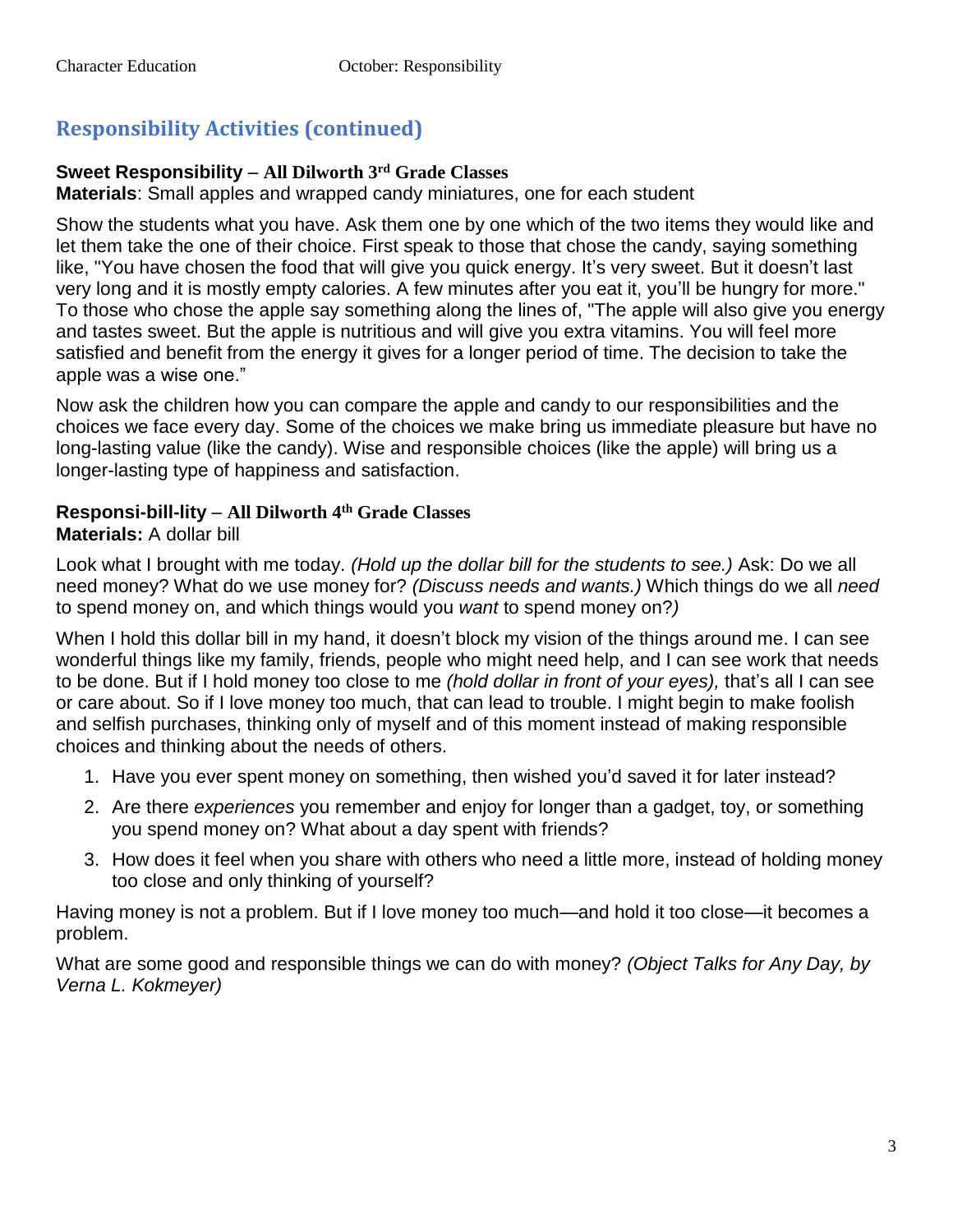## Responsibility Activities (continued)

**Sweet Responsibility – All Dilworth 3rd Grade Classes**
**Materials**: Small apples and wrapped candy miniatures, one for each student

Show the students what you have. Ask them one by one which of the two items they would like and let them take the one of their choice. First speak to those that chose the candy, saying something like, "You have chosen the food that will give you quick energy. It's very sweet. But it doesn't last very long and it is mostly empty calories. A few minutes after you eat it, you'll be hungry for more." To those who chose the apple say something along the lines of, "The apple will also give you energy and tastes sweet. But the apple is nutritious and will give you extra vitamins. You will feel more satisfied and benefit from the energy it gives for a longer period of time. The decision to take the apple was a wise one."

Now ask the children how you can compare the apple and candy to our responsibilities and the choices we face every day. Some of the choices we make bring us immediate pleasure but have no long-lasting value (like the candy). Wise and responsible choices (like the apple) will bring us a longer-lasting type of happiness and satisfaction.

**Responsi-bill-lity – All Dilworth 4th Grade Classes**
**Materials:** A dollar bill

Look what I brought with me today. *(Hold up the dollar bill for the students to see.)* Ask: Do we all need money? What do we use money for? *(Discuss needs and wants.)* Which things do we all *need* to spend money on, and which things would you *want* to spend money on?*)*

When I hold this dollar bill in my hand, it doesn't block my vision of the things around me. I can see wonderful things like my family, friends, people who might need help, and I can see work that needs to be done. But if I hold money too close to me *(hold dollar in front of your eyes),* that's all I can see or care about. So if I love money too much, that can lead to trouble. I might begin to make foolish and selfish purchases, thinking only of myself and of this moment instead of making responsible choices and thinking about the needs of others.

1. Have you ever spent money on something, then wished you'd saved it for later instead?
2. Are there *experiences* you remember and enjoy for longer than a gadget, toy, or something you spend money on? What about a day spent with friends?
3. How does it feel when you share with others who need a little more, instead of holding money too close and only thinking of yourself?

Having money is not a problem. But if I love money too much—and hold it too close—it becomes a problem.

What are some good and responsible things we can do with money? *(Object Talks for Any Day, by Verna L. Kokmeyer)*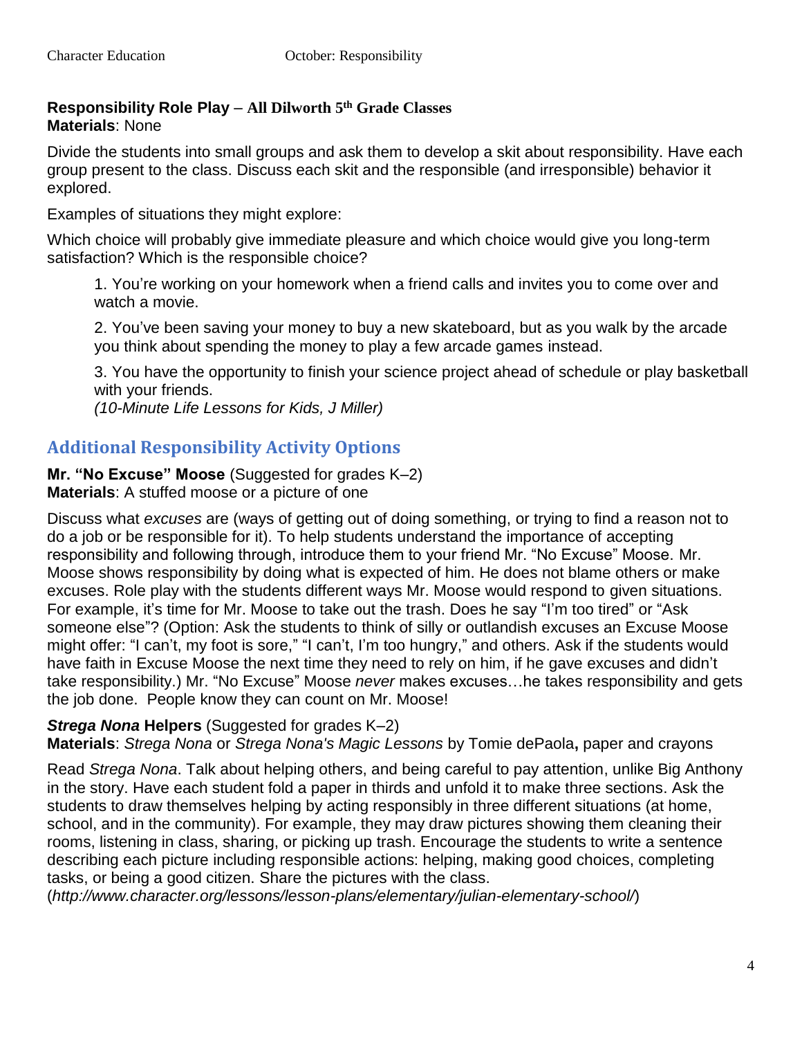**Responsibility Role Play – All Dilworth 5th Grade Classes**
**Materials**: None

Divide the students into small groups and ask them to develop a skit about responsibility. Have each group present to the class. Discuss each skit and the responsible (and irresponsible) behavior it explored.

Examples of situations they might explore:

Which choice will probably give immediate pleasure and which choice would give you long-term satisfaction? Which is the responsible choice?

1. You're working on your homework when a friend calls and invites you to come over and watch a movie.

2. You've been saving your money to buy a new skateboard, but as you walk by the arcade you think about spending the money to play a few arcade games instead.

3. You have the opportunity to finish your science project ahead of schedule or play basketball with your friends.
*(10-Minute Life Lessons for Kids, J Miller)*

## Additional Responsibility Activity Options

**Mr. "No Excuse" Moose** (Suggested for grades K–2)
**Materials**: A stuffed moose or a picture of one

Discuss what *excuses* are (ways of getting out of doing something, or trying to find a reason not to do a job or be responsible for it). To help students understand the importance of accepting responsibility and following through, introduce them to your friend Mr. "No Excuse" Moose. Mr. Moose shows responsibility by doing what is expected of him. He does not blame others or make excuses. Role play with the students different ways Mr. Moose would respond to given situations. For example, it's time for Mr. Moose to take out the trash. Does he say "I'm too tired" or "Ask someone else"? (Option: Ask the students to think of silly or outlandish excuses an Excuse Moose might offer: "I can't, my foot is sore," "I can't, I'm too hungry," and others. Ask if the students would have faith in Excuse Moose the next time they need to rely on him, if he gave excuses and didn't take responsibility.) Mr. "No Excuse" Moose *never* makes excuses…he takes responsibility and gets the job done. People know they can count on Mr. Moose!

***Strega Nona* Helpers** (Suggested for grades K–2)
**Materials**: *Strega Nona* or *Strega Nona's Magic Lessons* by Tomie dePaola**,** paper and crayons

Read *Strega Nona*. Talk about helping others, and being careful to pay attention, unlike Big Anthony in the story. Have each student fold a paper in thirds and unfold it to make three sections. Ask the students to draw themselves helping by acting responsibly in three different situations (at home, school, and in the community). For example, they may draw pictures showing them cleaning their rooms, listening in class, sharing, or picking up trash. Encourage the students to write a sentence describing each picture including responsible actions: helping, making good choices, completing tasks, or being a good citizen. Share the pictures with the class.
(*http://www.character.org/lessons/lesson-plans/elementary/julian-elementary-school/*)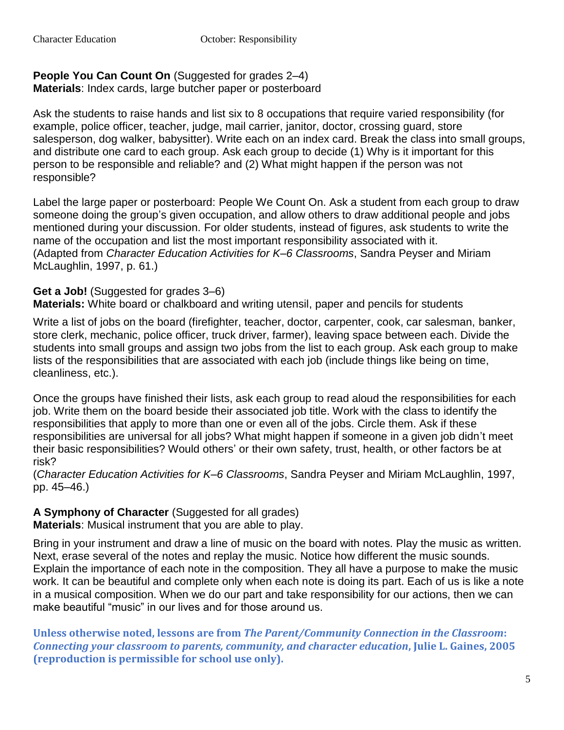**People You Can Count On** (Suggested for grades 2–4)
**Materials**: Index cards, large butcher paper or posterboard

Ask the students to raise hands and list six to 8 occupations that require varied responsibility (for example, police officer, teacher, judge, mail carrier, janitor, doctor, crossing guard, store salesperson, dog walker, babysitter). Write each on an index card. Break the class into small groups, and distribute one card to each group. Ask each group to decide (1) Why is it important for this person to be responsible and reliable? and (2) What might happen if the person was not responsible?

Label the large paper or posterboard: People We Count On. Ask a student from each group to draw someone doing the group's given occupation, and allow others to draw additional people and jobs mentioned during your discussion. For older students, instead of figures, ask students to write the name of the occupation and list the most important responsibility associated with it.
(Adapted from *Character Education Activities for K–6 Classrooms*, Sandra Peyser and Miriam McLaughlin, 1997, p. 61.)

**Get a Job!** (Suggested for grades 3–6)
**Materials:** White board or chalkboard and writing utensil, paper and pencils for students

Write a list of jobs on the board (firefighter, teacher, doctor, carpenter, cook, car salesman, banker, store clerk, mechanic, police officer, truck driver, farmer), leaving space between each. Divide the students into small groups and assign two jobs from the list to each group. Ask each group to make lists of the responsibilities that are associated with each job (include things like being on time, cleanliness, etc.).

Once the groups have finished their lists, ask each group to read aloud the responsibilities for each job. Write them on the board beside their associated job title. Work with the class to identify the responsibilities that apply to more than one or even all of the jobs. Circle them. Ask if these responsibilities are universal for all jobs? What might happen if someone in a given job didn't meet their basic responsibilities? Would others' or their own safety, trust, health, or other factors be at risk?
(*Character Education Activities for K–6 Classrooms*, Sandra Peyser and Miriam McLaughlin, 1997, pp. 45–46.)

**A Symphony of Character** (Suggested for all grades)
**Materials**: Musical instrument that you are able to play.

Bring in your instrument and draw a line of music on the board with notes. Play the music as written. Next, erase several of the notes and replay the music. Notice how different the music sounds. Explain the importance of each note in the composition. They all have a purpose to make the music work. It can be beautiful and complete only when each note is doing its part. Each of us is like a note in a musical composition. When we do our part and take responsibility for our actions, then we can make beautiful "music" in our lives and for those around us.

**Unless otherwise noted, lessons are from *The Parent/Community Connection in the Classroom: Connecting your classroom to parents, community, and character education*, Julie L. Gaines, 2005 (reproduction is permissible for school use only).**